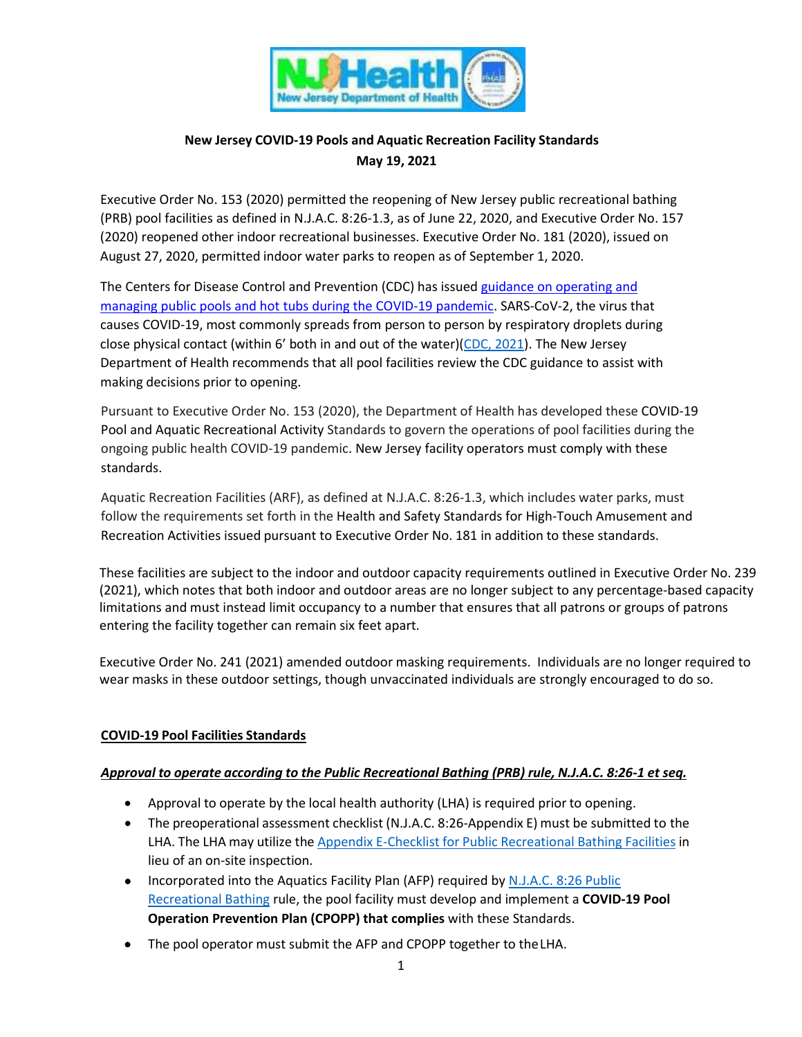**New Jersey COVID-19 Pools and Aquatic Recreation Facility Standards**
**May 19, 2021**

Executive Order No. 153 (2020) permitted the reopening of New Jersey public recreational bathing (PRB) pool facilities as defined in N.J.A.C. 8:26-1.3, as of June 22, 2020, and Executive Order No. 157 (2020) reopened other indoor recreational businesses. Executive Order No. 181 (2020), issued on August 27, 2020, permitted indoor water parks to reopen as of September 1, 2020.

The Centers for Disease Control and Prevention (CDC) has issued guidance on operating and managing public pools and hot tubs during the COVID-19 pandemic. SARS-CoV-2, the virus that causes COVID-19, most commonly spreads from person to person by respiratory droplets during close physical contact (within 6' both in and out of the water)(CDC, 2021). The New Jersey Department of Health recommends that all pool facilities review the CDC guidance to assist with making decisions prior to opening.

Pursuant to Executive Order No. 153 (2020), the Department of Health has developed these COVID-19 Pool and Aquatic Recreational Activity Standards to govern the operations of pool facilities during the ongoing public health COVID-19 pandemic. New Jersey facility operators must comply with these standards.

Aquatic Recreation Facilities (ARF), as defined at N.J.A.C. 8:26-1.3, which includes water parks, must follow the requirements set forth in the Health and Safety Standards for High-Touch Amusement and Recreation Activities issued pursuant to Executive Order No. 181 in addition to these standards.

These facilities are subject to the indoor and outdoor capacity requirements outlined in Executive Order No. 239 (2021), which notes that both indoor and outdoor areas are no longer subject to any percentage-based capacity limitations and must instead limit occupancy to a number that ensures that all patrons or groups of patrons entering the facility together can remain six feet apart.

Executive Order No. 241 (2021) amended outdoor masking requirements. Individuals are no longer required to wear masks in these outdoor settings, though unvaccinated individuals are strongly encouraged to do so.

## COVID-19 Pool Facilities Standards

### *Approval to operate according to the Public Recreational Bathing (PRB) rule, N.J.A.C. 8:26-1 et seq.*

- Approval to operate by the local health authority (LHA) is required prior to opening.
- The preoperational assessment checklist (N.J.A.C. 8:26-Appendix E) must be submitted to the LHA. The LHA may utilize the Appendix E-Checklist for Public Recreational Bathing Facilities in lieu of an on-site inspection.
- Incorporated into the Aquatics Facility Plan (AFP) required by N.J.A.C. 8:26 Public Recreational Bathing rule, the pool facility must develop and implement a **COVID-19 Pool Operation Prevention Plan (CPOPP) that complies** with these Standards.
- The pool operator must submit the AFP and CPOPP together to the LHA.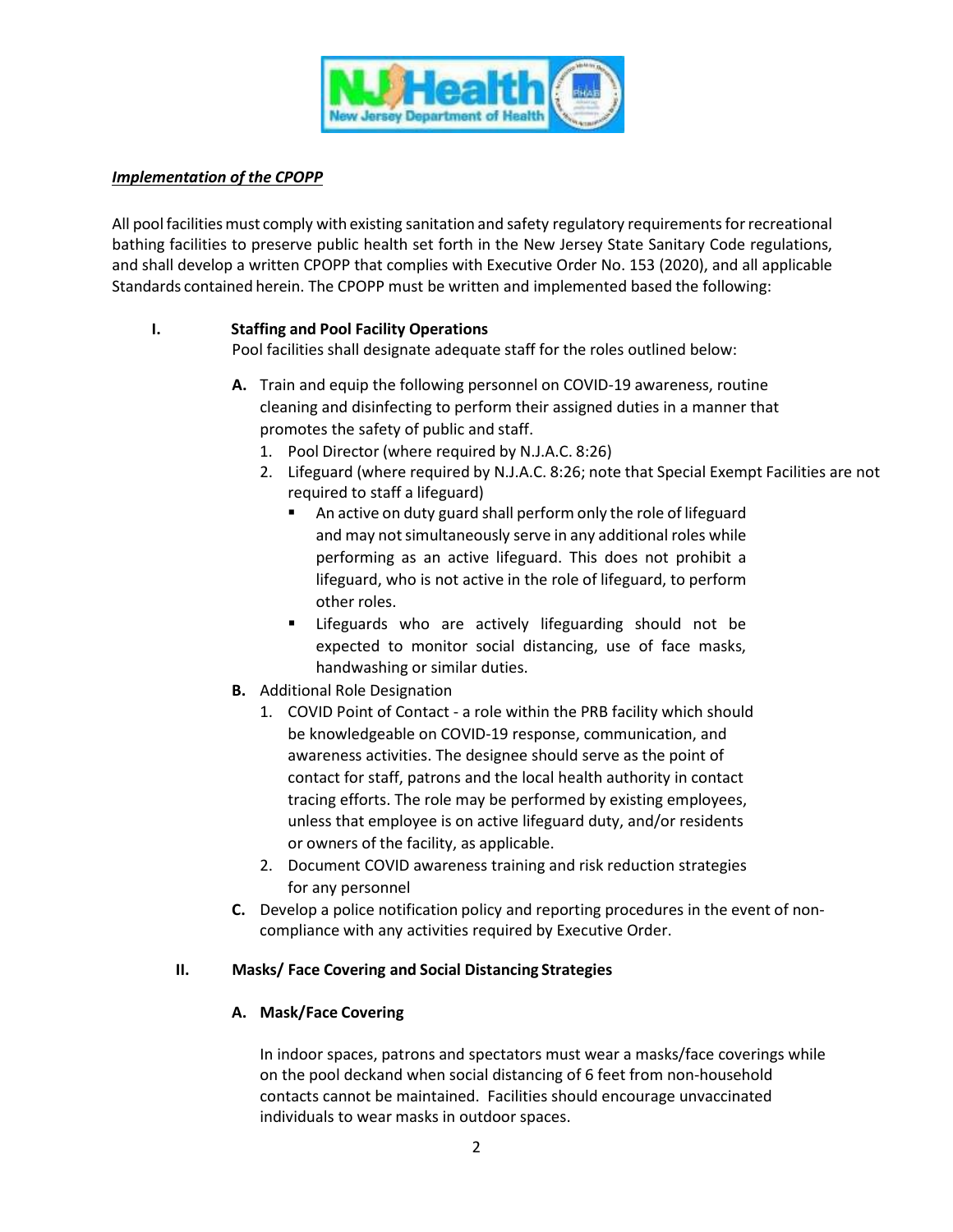***Implementation of the CPOPP***

All pool facilities must comply with existing sanitation and safety regulatory requirements for recreational bathing facilities to preserve public health set forth in the New Jersey State Sanitary Code regulations, and shall develop a written CPOPP that complies with Executive Order No. 153 (2020), and all applicable Standards contained herein. The CPOPP must be written and implemented based the following:

## I. Staffing and Pool Facility Operations

Pool facilities shall designate adequate staff for the roles outlined below:

**A.** Train and equip the following personnel on COVID-19 awareness, routine cleaning and disinfecting to perform their assigned duties in a manner that promotes the safety of public and staff.

1. Pool Director (where required by N.J.A.C. 8:26)
2. Lifeguard (where required by N.J.A.C. 8:26; note that Special Exempt Facilities are not required to staff a lifeguard)
   - An active on duty guard shall perform only the role of lifeguard and may not simultaneously serve in any additional roles while performing as an active lifeguard. This does not prohibit a lifeguard, who is not active in the role of lifeguard, to perform other roles.
   - Lifeguards who are actively lifeguarding should not be expected to monitor social distancing, use of face masks, handwashing or similar duties.

**B.** Additional Role Designation

1. COVID Point of Contact - a role within the PRB facility which should be knowledgeable on COVID-19 response, communication, and awareness activities. The designee should serve as the point of contact for staff, patrons and the local health authority in contact tracing efforts. The role may be performed by existing employees, unless that employee is on active lifeguard duty, and/or residents or owners of the facility, as applicable.
2. Document COVID awareness training and risk reduction strategies for any personnel

**C.** Develop a police notification policy and reporting procedures in the event of non-compliance with any activities required by Executive Order.

## II. Masks/ Face Covering and Social Distancing Strategies

### A. Mask/Face Covering

In indoor spaces, patrons and spectators must wear a masks/face coverings while on the pool deckand when social distancing of 6 feet from non-household contacts cannot be maintained. Facilities should encourage unvaccinated individuals to wear masks in outdoor spaces.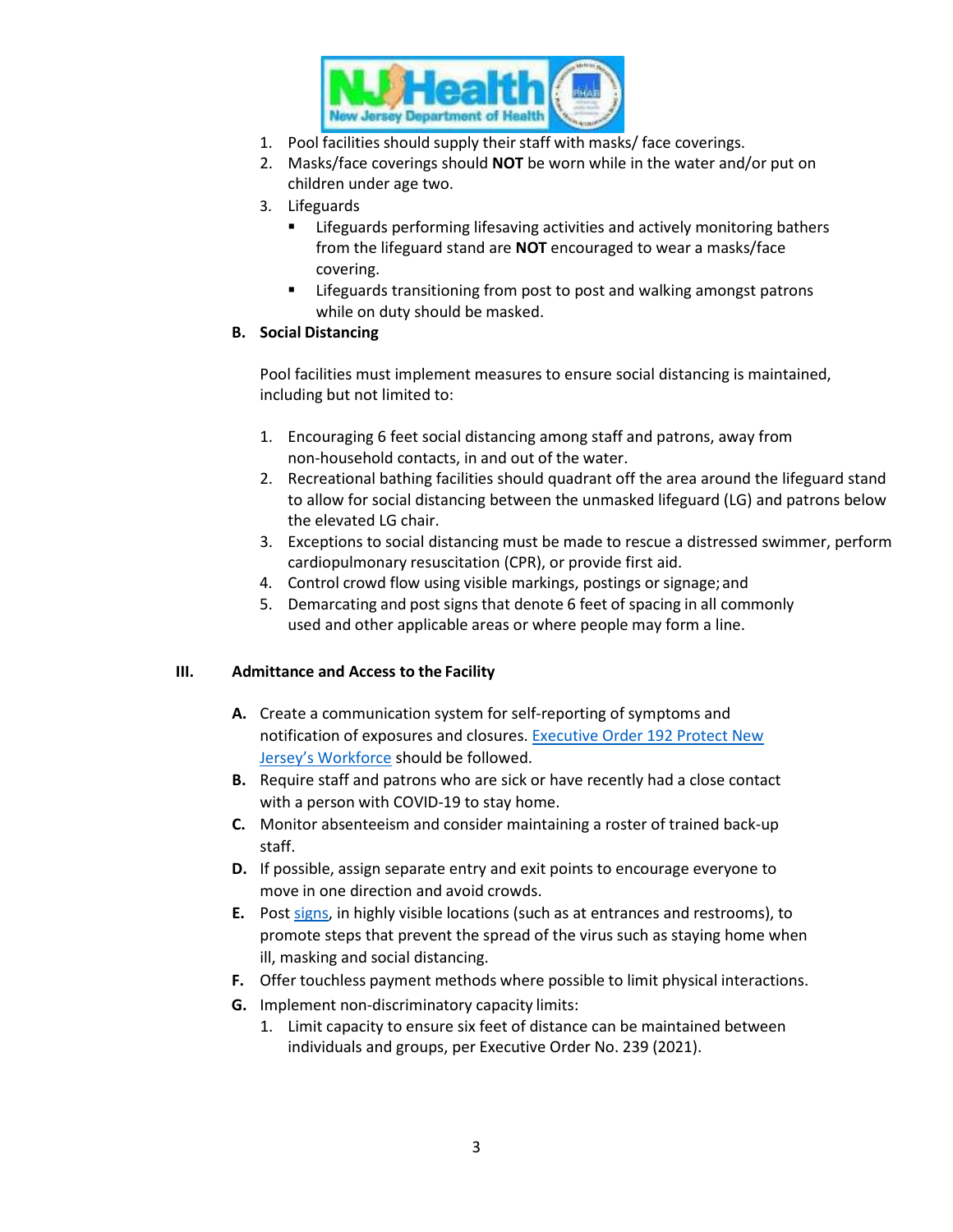1. Pool facilities should supply their staff with masks/ face coverings.
2. Masks/face coverings should **NOT** be worn while in the water and/or put on children under age two.
3. Lifeguards
   - Lifeguards performing lifesaving activities and actively monitoring bathers from the lifeguard stand are **NOT** encouraged to wear a masks/face covering.
   - Lifeguards transitioning from post to post and walking amongst patrons while on duty should be masked.

**B. Social Distancing**

Pool facilities must implement measures to ensure social distancing is maintained, including but not limited to:

1. Encouraging 6 feet social distancing among staff and patrons, away from non-household contacts, in and out of the water.
2. Recreational bathing facilities should quadrant off the area around the lifeguard stand to allow for social distancing between the unmasked lifeguard (LG) and patrons below the elevated LG chair.
3. Exceptions to social distancing must be made to rescue a distressed swimmer, perform cardiopulmonary resuscitation (CPR), or provide first aid.
4. Control crowd flow using visible markings, postings or signage; and
5. Demarcating and post signs that denote 6 feet of spacing in all commonly used and other applicable areas or where people may form a line.

## III. Admittance and Access to the Facility

**A.** Create a communication system for self-reporting of symptoms and notification of exposures and closures. Executive Order 192 Protect New Jersey's Workforce should be followed.

**B.** Require staff and patrons who are sick or have recently had a close contact with a person with COVID-19 to stay home.

**C.** Monitor absenteeism and consider maintaining a roster of trained back-up staff.

**D.** If possible, assign separate entry and exit points to encourage everyone to move in one direction and avoid crowds.

**E.** Post signs, in highly visible locations (such as at entrances and restrooms), to promote steps that prevent the spread of the virus such as staying home when ill, masking and social distancing.

**F.** Offer touchless payment methods where possible to limit physical interactions.

**G.** Implement non-discriminatory capacity limits:

1. Limit capacity to ensure six feet of distance can be maintained between individuals and groups, per Executive Order No. 239 (2021).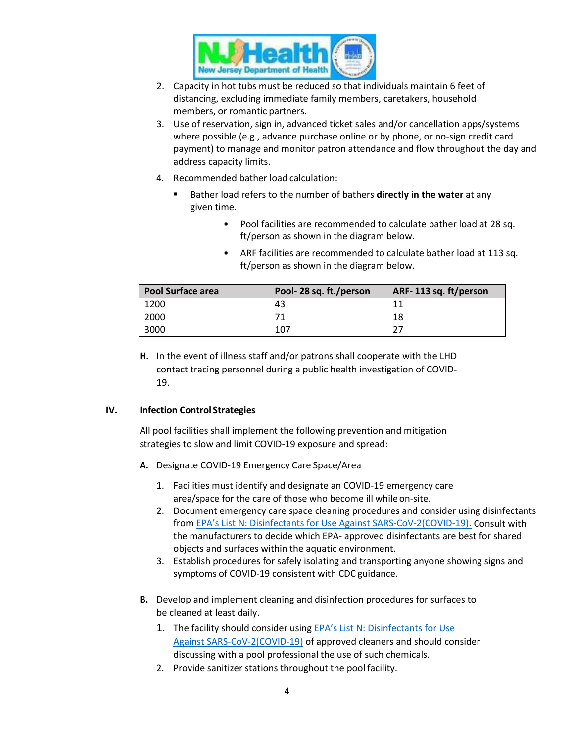2. Capacity in hot tubs must be reduced so that individuals maintain 6 feet of distancing, excluding immediate family members, caretakers, household members, or romantic partners.
3. Use of reservation, sign in, advanced ticket sales and/or cancellation apps/systems where possible (e.g., advance purchase online or by phone, or no-sign credit card payment) to manage and monitor patron attendance and flow throughout the day and address capacity limits.
4. <u>Recommended</u> bather load calculation:
   - Bather load refers to the number of bathers **directly in the water** at any given time.
     - Pool facilities are recommended to calculate bather load at 28 sq. ft/person as shown in the diagram below.
     - ARF facilities are recommended to calculate bather load at 113 sq. ft/person as shown in the diagram below.

| Pool Surface area | Pool- 28 sq. ft./person | ARF- 113 sq. ft/person |
|---|---|---|
| 1200 | 43 | 11 |
| 2000 | 71 | 18 |
| 3000 | 107 | 27 |

**H.** In the event of illness staff and/or patrons shall cooperate with the LHD contact tracing personnel during a public health investigation of COVID-19.

## IV. Infection Control Strategies

All pool facilities shall implement the following prevention and mitigation strategies to slow and limit COVID-19 exposure and spread:

**A.** Designate COVID-19 Emergency Care Space/Area

1. Facilities must identify and designate an COVID-19 emergency care area/space for the care of those who become ill while on-site.
2. Document emergency care space cleaning procedures and consider using disinfectants from EPA's List N: Disinfectants for Use Against SARS-CoV-2(COVID-19). Consult with the manufacturers to decide which EPA- approved disinfectants are best for shared objects and surfaces within the aquatic environment.
3. Establish procedures for safely isolating and transporting anyone showing signs and symptoms of COVID-19 consistent with CDC guidance.

**B.** Develop and implement cleaning and disinfection procedures for surfaces to be cleaned at least daily.

1. The facility should consider using EPA's List N: Disinfectants for Use Against SARS-CoV-2(COVID-19) of approved cleaners and should consider discussing with a pool professional the use of such chemicals.
2. Provide sanitizer stations throughout the pool facility.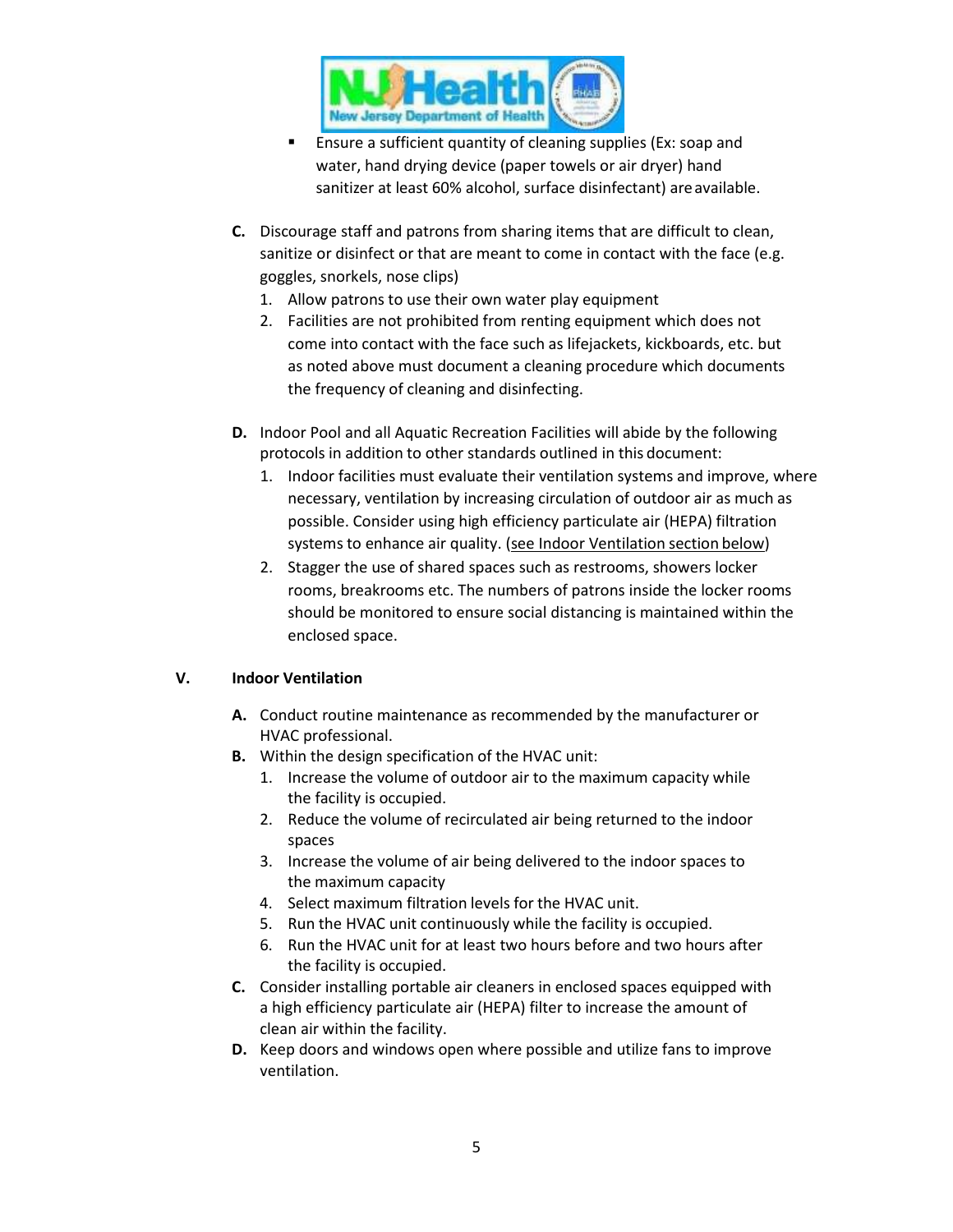- Ensure a sufficient quantity of cleaning supplies (Ex: soap and water, hand drying device (paper towels or air dryer) hand sanitizer at least 60% alcohol, surface disinfectant) are available.

**C.** Discourage staff and patrons from sharing items that are difficult to clean, sanitize or disinfect or that are meant to come in contact with the face (e.g. goggles, snorkels, nose clips)

1. Allow patrons to use their own water play equipment
2. Facilities are not prohibited from renting equipment which does not come into contact with the face such as lifejackets, kickboards, etc. but as noted above must document a cleaning procedure which documents the frequency of cleaning and disinfecting.

**D.** Indoor Pool and all Aquatic Recreation Facilities will abide by the following protocols in addition to other standards outlined in this document:

1. Indoor facilities must evaluate their ventilation systems and improve, where necessary, ventilation by increasing circulation of outdoor air as much as possible. Consider using high efficiency particulate air (HEPA) filtration systems to enhance air quality. (see Indoor Ventilation section below)
2. Stagger the use of shared spaces such as restrooms, showers locker rooms, breakrooms etc. The numbers of patrons inside the locker rooms should be monitored to ensure social distancing is maintained within the enclosed space.

## V. Indoor Ventilation

**A.** Conduct routine maintenance as recommended by the manufacturer or HVAC professional.

**B.** Within the design specification of the HVAC unit:

1. Increase the volume of outdoor air to the maximum capacity while the facility is occupied.
2. Reduce the volume of recirculated air being returned to the indoor spaces
3. Increase the volume of air being delivered to the indoor spaces to the maximum capacity
4. Select maximum filtration levels for the HVAC unit.
5. Run the HVAC unit continuously while the facility is occupied.
6. Run the HVAC unit for at least two hours before and two hours after the facility is occupied.

**C.** Consider installing portable air cleaners in enclosed spaces equipped with a high efficiency particulate air (HEPA) filter to increase the amount of clean air within the facility.

**D.** Keep doors and windows open where possible and utilize fans to improve ventilation.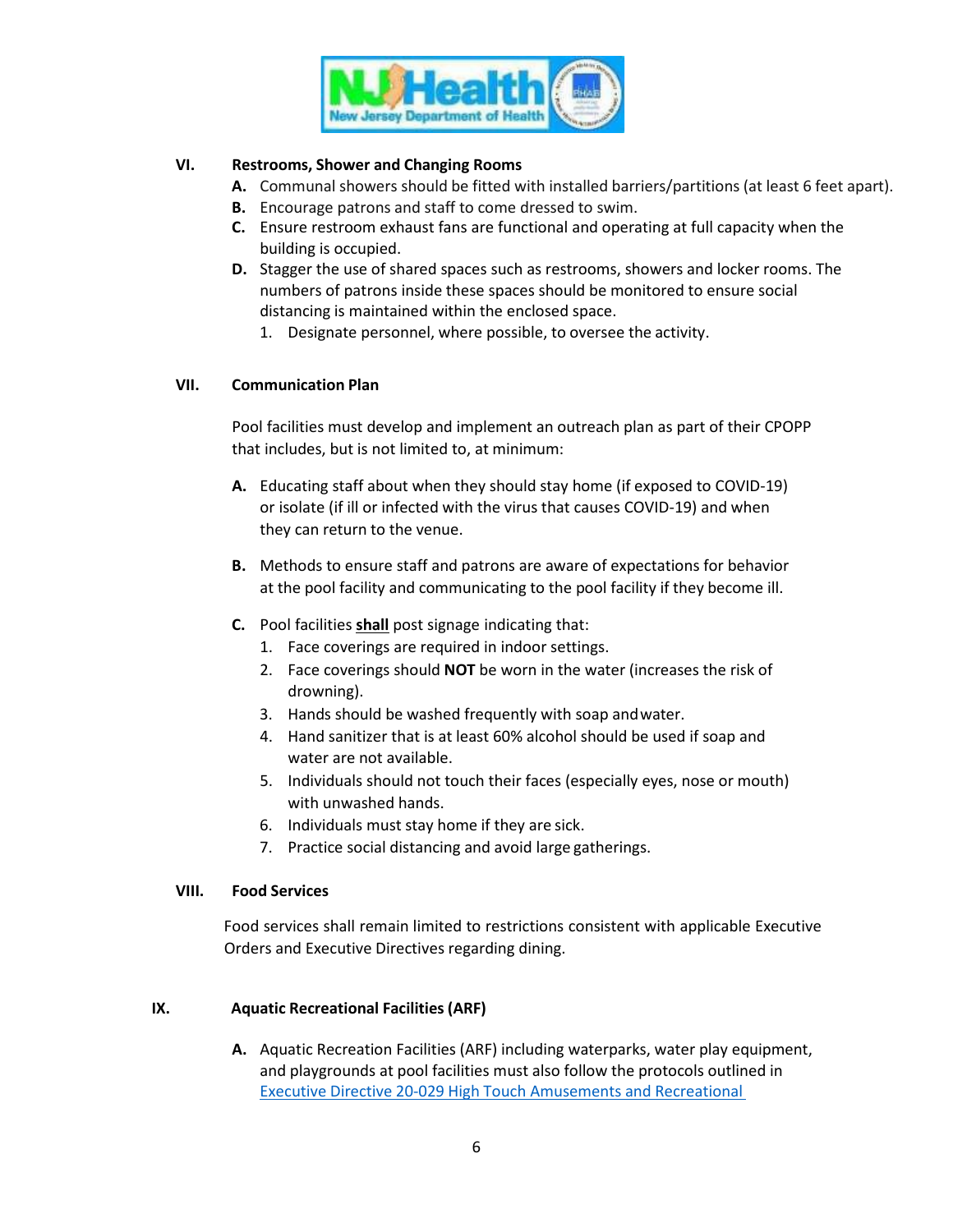## VI. Restrooms, Shower and Changing Rooms

- **A.** Communal showers should be fitted with installed barriers/partitions (at least 6 feet apart).
- **B.** Encourage patrons and staff to come dressed to swim.
- **C.** Ensure restroom exhaust fans are functional and operating at full capacity when the building is occupied.
- **D.** Stagger the use of shared spaces such as restrooms, showers and locker rooms. The numbers of patrons inside these spaces should be monitored to ensure social distancing is maintained within the enclosed space.
  1. Designate personnel, where possible, to oversee the activity.

## VII. Communication Plan

Pool facilities must develop and implement an outreach plan as part of their CPOPP that includes, but is not limited to, at minimum:

- **A.** Educating staff about when they should stay home (if exposed to COVID-19) or isolate (if ill or infected with the virus that causes COVID-19) and when they can return to the venue.
- **B.** Methods to ensure staff and patrons are aware of expectations for behavior at the pool facility and communicating to the pool facility if they become ill.
- **C.** Pool facilities **<u>shall</u>** post signage indicating that:
  1. Face coverings are required in indoor settings.
  2. Face coverings should **NOT** be worn in the water (increases the risk of drowning).
  3. Hands should be washed frequently with soap and water.
  4. Hand sanitizer that is at least 60% alcohol should be used if soap and water are not available.
  5. Individuals should not touch their faces (especially eyes, nose or mouth) with unwashed hands.
  6. Individuals must stay home if they are sick.
  7. Practice social distancing and avoid large gatherings.

## VIII. Food Services

Food services shall remain limited to restrictions consistent with applicable Executive Orders and Executive Directives regarding dining.

## IX. Aquatic Recreational Facilities (ARF)

- **A.** Aquatic Recreation Facilities (ARF) including waterparks, water play equipment, and playgrounds at pool facilities must also follow the protocols outlined in Executive Directive 20-029 High Touch Amusements and Recreational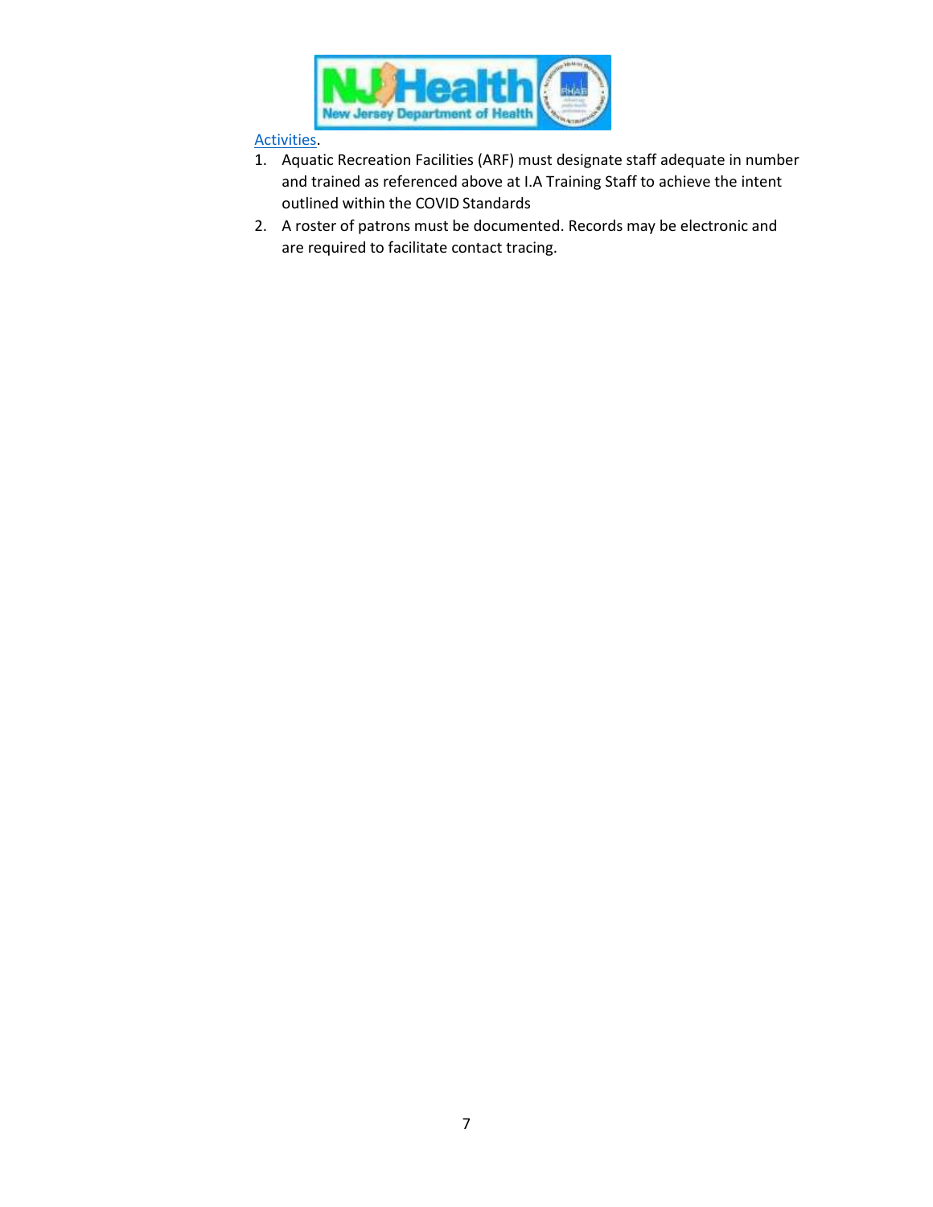Activities.

1. Aquatic Recreation Facilities (ARF) must designate staff adequate in number and trained as referenced above at I.A Training Staff to achieve the intent outlined within the COVID Standards
2. A roster of patrons must be documented. Records may be electronic and are required to facilitate contact tracing.